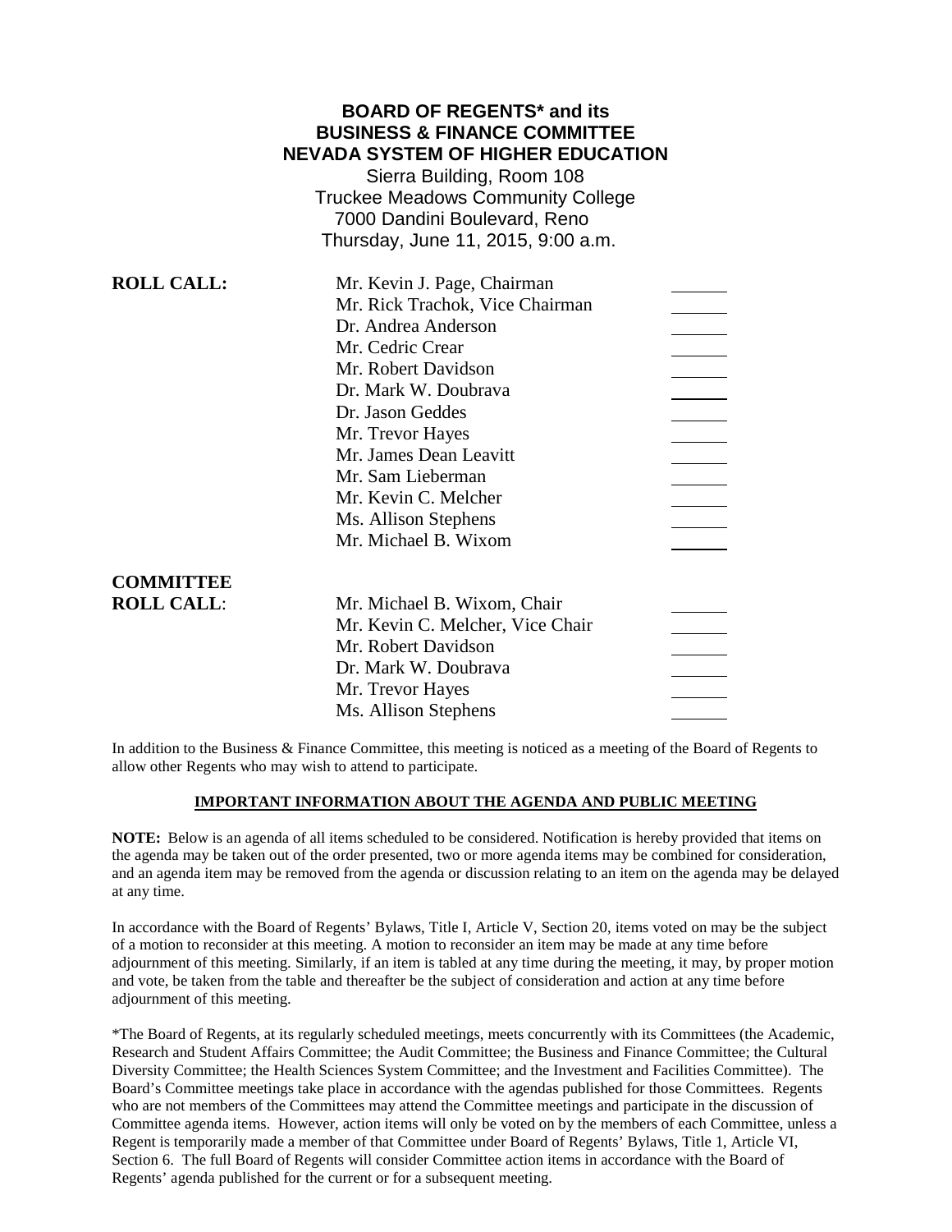# BOARD OF REGENTS* and its BUSINESS & FINANCE COMMITTEE NEVADA SYSTEM OF HIGHER EDUCATION

Sierra Building, Room 108
Truckee Meadows Community College
7000 Dandini Boulevard, Reno
Thursday, June 11, 2015, 9:00 a.m.

| **ROLL CALL:** | | |
|---|---|---|
| | Mr. Kevin J. Page, Chairman | ______ |
| | Mr. Rick Trachok, Vice Chairman | ______ |
| | Dr. Andrea Anderson | ______ |
| | Mr. Cedric Crear | ______ |
| | Mr. Robert Davidson | ______ |
| | Dr. Mark W. Doubrava | ______ |
| | Dr. Jason Geddes | ______ |
| | Mr. Trevor Hayes | ______ |
| | Mr. James Dean Leavitt | ______ |
| | Mr. Sam Lieberman | ______ |
| | Mr. Kevin C. Melcher | ______ |
| | Ms. Allison Stephens | ______ |
| | Mr. Michael B. Wixom | ______ |

| **COMMITTEE ROLL CALL:** | | |
|---|---|---|
| | Mr. Michael B. Wixom, Chair | ______ |
| | Mr. Kevin C. Melcher, Vice Chair | ______ |
| | Mr. Robert Davidson | ______ |
| | Dr. Mark W. Doubrava | ______ |
| | Mr. Trevor Hayes | ______ |
| | Ms. Allison Stephens | ______ |

In addition to the Business & Finance Committee, this meeting is noticed as a meeting of the Board of Regents to allow other Regents who may wish to attend to participate.

## IMPORTANT INFORMATION ABOUT THE AGENDA AND PUBLIC MEETING

**NOTE:** Below is an agenda of all items scheduled to be considered. Notification is hereby provided that items on the agenda may be taken out of the order presented, two or more agenda items may be combined for consideration, and an agenda item may be removed from the agenda or discussion relating to an item on the agenda may be delayed at any time.

In accordance with the Board of Regents' Bylaws, Title I, Article V, Section 20, items voted on may be the subject of a motion to reconsider at this meeting. A motion to reconsider an item may be made at any time before adjournment of this meeting. Similarly, if an item is tabled at any time during the meeting, it may, by proper motion and vote, be taken from the table and thereafter be the subject of consideration and action at any time before adjournment of this meeting.

*The Board of Regents, at its regularly scheduled meetings, meets concurrently with its Committees (the Academic, Research and Student Affairs Committee; the Audit Committee; the Business and Finance Committee; the Cultural Diversity Committee; the Health Sciences System Committee; and the Investment and Facilities Committee). The Board's Committee meetings take place in accordance with the agendas published for those Committees. Regents who are not members of the Committees may attend the Committee meetings and participate in the discussion of Committee agenda items. However, action items will only be voted on by the members of each Committee, unless a Regent is temporarily made a member of that Committee under Board of Regents' Bylaws, Title 1, Article VI, Section 6. The full Board of Regents will consider Committee action items in accordance with the Board of Regents' agenda published for the current or for a subsequent meeting.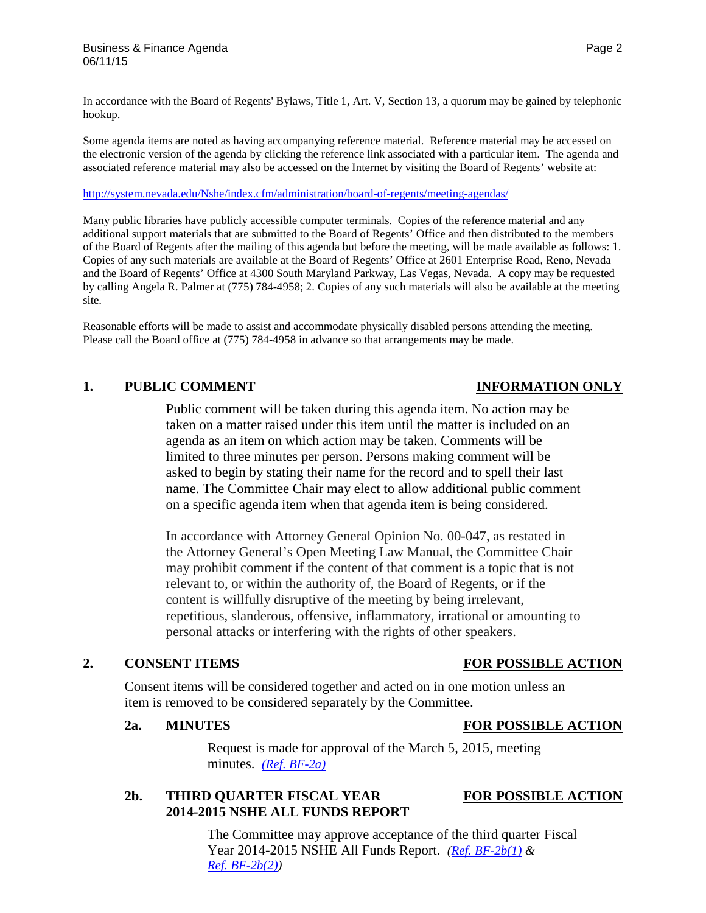In accordance with the Board of Regents' Bylaws, Title 1, Art. V, Section 13, a quorum may be gained by telephonic hookup.

Some agenda items are noted as having accompanying reference material. Reference material may be accessed on the electronic version of the agenda by clicking the reference link associated with a particular item. The agenda and associated reference material may also be accessed on the Internet by visiting the Board of Regents' website at:

http://system.nevada.edu/Nshe/index.cfm/administration/board-of-regents/meeting-agendas/

Many public libraries have publicly accessible computer terminals. Copies of the reference material and any additional support materials that are submitted to the Board of Regents' Office and then distributed to the members of the Board of Regents after the mailing of this agenda but before the meeting, will be made available as follows: 1. Copies of any such materials are available at the Board of Regents' Office at 2601 Enterprise Road, Reno, Nevada and the Board of Regents' Office at 4300 South Maryland Parkway, Las Vegas, Nevada. A copy may be requested by calling Angela R. Palmer at (775) 784-4958; 2. Copies of any such materials will also be available at the meeting site.

Reasonable efforts will be made to assist and accommodate physically disabled persons attending the meeting. Please call the Board office at (775) 784-4958 in advance so that arrangements may be made.

## 1. PUBLIC COMMENT — INFORMATION ONLY

Public comment will be taken during this agenda item. No action may be taken on a matter raised under this item until the matter is included on an agenda as an item on which action may be taken. Comments will be limited to three minutes per person. Persons making comment will be asked to begin by stating their name for the record and to spell their last name. The Committee Chair may elect to allow additional public comment on a specific agenda item when that agenda item is being considered.

In accordance with Attorney General Opinion No. 00-047, as restated in the Attorney General's Open Meeting Law Manual, the Committee Chair may prohibit comment if the content of that comment is a topic that is not relevant to, or within the authority of, the Board of Regents, or if the content is willfully disruptive of the meeting by being irrelevant, repetitious, slanderous, offensive, inflammatory, irrational or amounting to personal attacks or interfering with the rights of other speakers.

## 2. CONSENT ITEMS — FOR POSSIBLE ACTION

Consent items will be considered together and acted on in one motion unless an item is removed to be considered separately by the Committee.

### 2a. MINUTES — FOR POSSIBLE ACTION

Request is made for approval of the March 5, 2015, meeting minutes. *(Ref. BF-2a)*

### 2b. THIRD QUARTER FISCAL YEAR 2014-2015 NSHE ALL FUNDS REPORT — FOR POSSIBLE ACTION

The Committee may approve acceptance of the third quarter Fiscal Year 2014-2015 NSHE All Funds Report. *(Ref. BF-2b(1) & Ref. BF-2b(2))*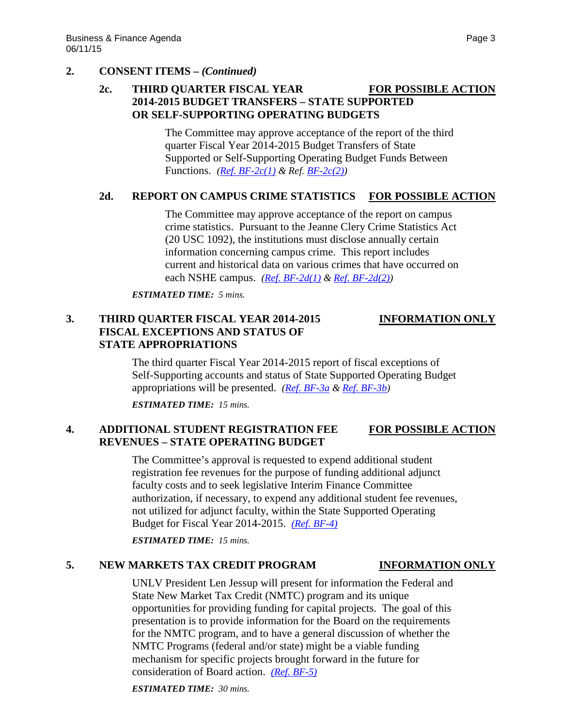## 2. CONSENT ITEMS – *(Continued)*

### 2c. THIRD QUARTER FISCAL YEAR 2014-2015 BUDGET TRANSFERS – STATE SUPPORTED OR SELF-SUPPORTING OPERATING BUDGETS — FOR POSSIBLE ACTION

The Committee may approve acceptance of the report of the third quarter Fiscal Year 2014-2015 Budget Transfers of State Supported or Self-Supporting Operating Budget Funds Between Functions. *(Ref. BF-2c(1) & Ref. BF-2c(2))*

### 2d. REPORT ON CAMPUS CRIME STATISTICS — FOR POSSIBLE ACTION

The Committee may approve acceptance of the report on campus crime statistics. Pursuant to the Jeanne Clery Crime Statistics Act (20 USC 1092), the institutions must disclose annually certain information concerning campus crime. This report includes current and historical data on various crimes that have occurred on each NSHE campus. *(Ref. BF-2d(1) & Ref. BF-2d(2))*

***ESTIMATED TIME:** 5 mins.*

## 3. THIRD QUARTER FISCAL YEAR 2014-2015 FISCAL EXCEPTIONS AND STATUS OF STATE APPROPRIATIONS — INFORMATION ONLY

The third quarter Fiscal Year 2014-2015 report of fiscal exceptions of Self-Supporting accounts and status of State Supported Operating Budget appropriations will be presented. *(Ref. BF-3a & Ref. BF-3b)*

***ESTIMATED TIME:** 15 mins.*

## 4. ADDITIONAL STUDENT REGISTRATION FEE REVENUES – STATE OPERATING BUDGET — FOR POSSIBLE ACTION

The Committee's approval is requested to expend additional student registration fee revenues for the purpose of funding additional adjunct faculty costs and to seek legislative Interim Finance Committee authorization, if necessary, to expend any additional student fee revenues, not utilized for adjunct faculty, within the State Supported Operating Budget for Fiscal Year 2014-2015. *(Ref. BF-4)*

***ESTIMATED TIME:** 15 mins.*

## 5. NEW MARKETS TAX CREDIT PROGRAM — INFORMATION ONLY

UNLV President Len Jessup will present for information the Federal and State New Market Tax Credit (NMTC) program and its unique opportunities for providing funding for capital projects. The goal of this presentation is to provide information for the Board on the requirements for the NMTC program, and to have a general discussion of whether the NMTC Programs (federal and/or state) might be a viable funding mechanism for specific projects brought forward in the future for consideration of Board action. *(Ref. BF-5)*

***ESTIMATED TIME:** 30 mins.*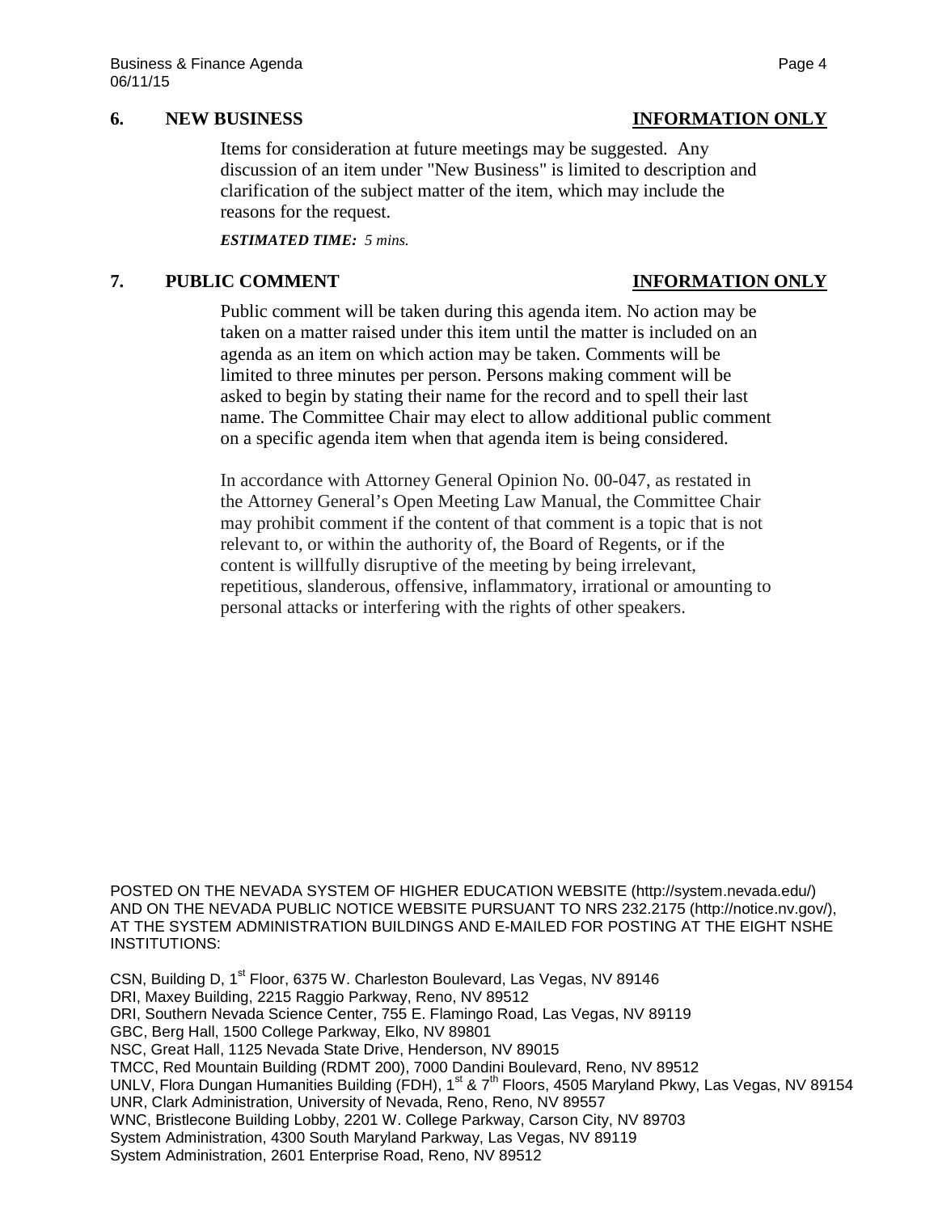## 6. NEW BUSINESS **INFORMATION ONLY**

Items for consideration at future meetings may be suggested. Any discussion of an item under "New Business" is limited to description and clarification of the subject matter of the item, which may include the reasons for the request.

***ESTIMATED TIME:*** *5 mins.*

## 7. PUBLIC COMMENT **INFORMATION ONLY**

Public comment will be taken during this agenda item. No action may be taken on a matter raised under this item until the matter is included on an agenda as an item on which action may be taken. Comments will be limited to three minutes per person. Persons making comment will be asked to begin by stating their name for the record and to spell their last name. The Committee Chair may elect to allow additional public comment on a specific agenda item when that agenda item is being considered.

In accordance with Attorney General Opinion No. 00-047, as restated in the Attorney General's Open Meeting Law Manual, the Committee Chair may prohibit comment if the content of that comment is a topic that is not relevant to, or within the authority of, the Board of Regents, or if the content is willfully disruptive of the meeting by being irrelevant, repetitious, slanderous, offensive, inflammatory, irrational or amounting to personal attacks or interfering with the rights of other speakers.

POSTED ON THE NEVADA SYSTEM OF HIGHER EDUCATION WEBSITE (http://system.nevada.edu/) AND ON THE NEVADA PUBLIC NOTICE WEBSITE PURSUANT TO NRS 232.2175 (http://notice.nv.gov/), AT THE SYSTEM ADMINISTRATION BUILDINGS AND E-MAILED FOR POSTING AT THE EIGHT NSHE INSTITUTIONS:

CSN, Building D, 1st Floor, 6375 W. Charleston Boulevard, Las Vegas, NV 89146
DRI, Maxey Building, 2215 Raggio Parkway, Reno, NV 89512
DRI, Southern Nevada Science Center, 755 E. Flamingo Road, Las Vegas, NV 89119
GBC, Berg Hall, 1500 College Parkway, Elko, NV 89801
NSC, Great Hall, 1125 Nevada State Drive, Henderson, NV 89015
TMCC, Red Mountain Building (RDMT 200), 7000 Dandini Boulevard, Reno, NV 89512
UNLV, Flora Dungan Humanities Building (FDH), 1st & 7th Floors, 4505 Maryland Pkwy, Las Vegas, NV 89154
UNR, Clark Administration, University of Nevada, Reno, Reno, NV 89557
WNC, Bristlecone Building Lobby, 2201 W. College Parkway, Carson City, NV 89703
System Administration, 4300 South Maryland Parkway, Las Vegas, NV 89119
System Administration, 2601 Enterprise Road, Reno, NV 89512